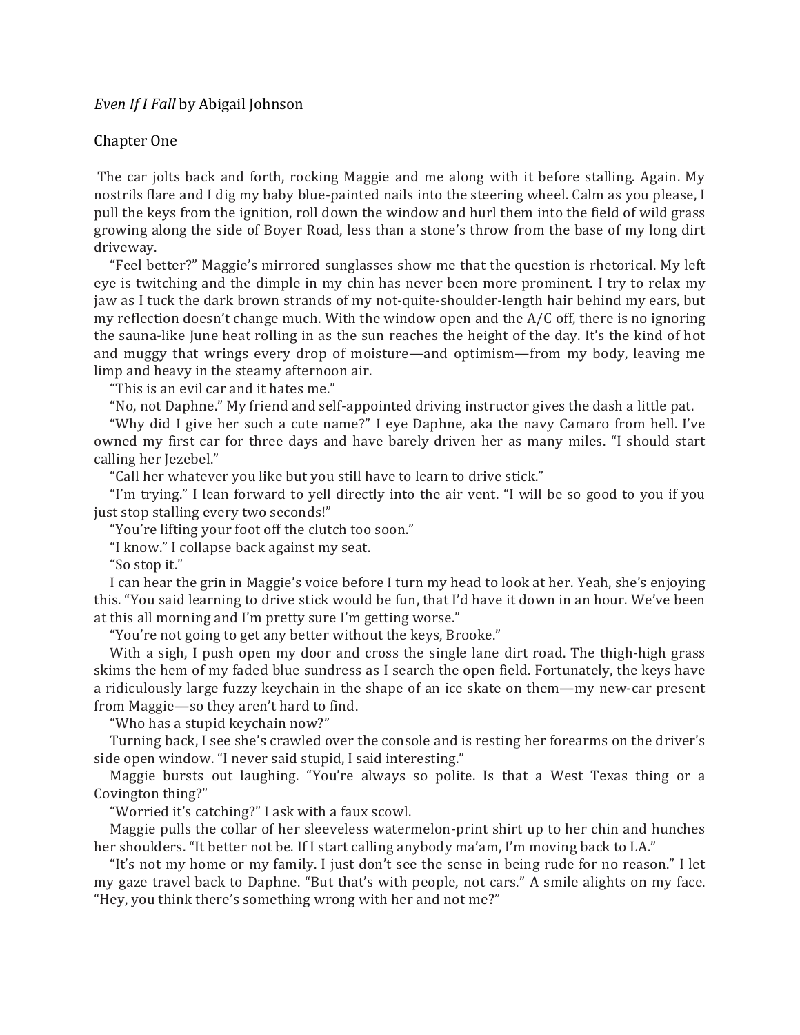*Even If I Fall* by Abigail Johnson

Chapter One

The car jolts back and forth, rocking Maggie and me along with it before stalling. Again. My nostrils flare and I dig my baby blue-painted nails into the steering wheel. Calm as you please, I pull the keys from the ignition, roll down the window and hurl them into the field of wild grass growing along the side of Boyer Road, less than a stone's throw from the base of my long dirt driveway.

"Feel better?" Maggie's mirrored sunglasses show me that the question is rhetorical. My left eye is twitching and the dimple in my chin has never been more prominent. I try to relax my jaw as I tuck the dark brown strands of my not-quite-shoulder-length hair behind my ears, but my reflection doesn't change much. With the window open and the A/C off, there is no ignoring the sauna-like June heat rolling in as the sun reaches the height of the day. It's the kind of hot and muggy that wrings every drop of moisture—and optimism—from my body, leaving me limp and heavy in the steamy afternoon air.

"This is an evil car and it hates me."

"No, not Daphne." My friend and self-appointed driving instructor gives the dash a little pat.

"Why did I give her such a cute name?" I eye Daphne, aka the navy Camaro from hell. I've owned my first car for three days and have barely driven her as many miles. "I should start calling her Jezebel."

"Call her whatever you like but you still have to learn to drive stick."

"I'm trying." I lean forward to yell directly into the air vent. "I will be so good to you if you just stop stalling every two seconds!"

"You're lifting your foot off the clutch too soon."

"I know." I collapse back against my seat.

"So stop it."

I can hear the grin in Maggie's voice before I turn my head to look at her. Yeah, she's enjoying this. "You said learning to drive stick would be fun, that I'd have it down in an hour. We've been at this all morning and I'm pretty sure I'm getting worse."

"You're not going to get any better without the keys, Brooke."

With a sigh, I push open my door and cross the single lane dirt road. The thigh-high grass skims the hem of my faded blue sundress as I search the open field. Fortunately, the keys have a ridiculously large fuzzy keychain in the shape of an ice skate on them—my new-car present from Maggie—so they aren't hard to find.

"Who has a stupid keychain now?"

Turning back, I see she's crawled over the console and is resting her forearms on the driver's side open window. "I never said stupid, I said interesting."

Maggie bursts out laughing. "You're always so polite. Is that a West Texas thing or a Covington thing?"

"Worried it's catching?" I ask with a faux scowl.

Maggie pulls the collar of her sleeveless watermelon-print shirt up to her chin and hunches her shoulders. "It better not be. If I start calling anybody ma'am, I'm moving back to LA."

"It's not my home or my family. I just don't see the sense in being rude for no reason." I let my gaze travel back to Daphne. "But that's with people, not cars." A smile alights on my face. "Hey, you think there's something wrong with her and not me?"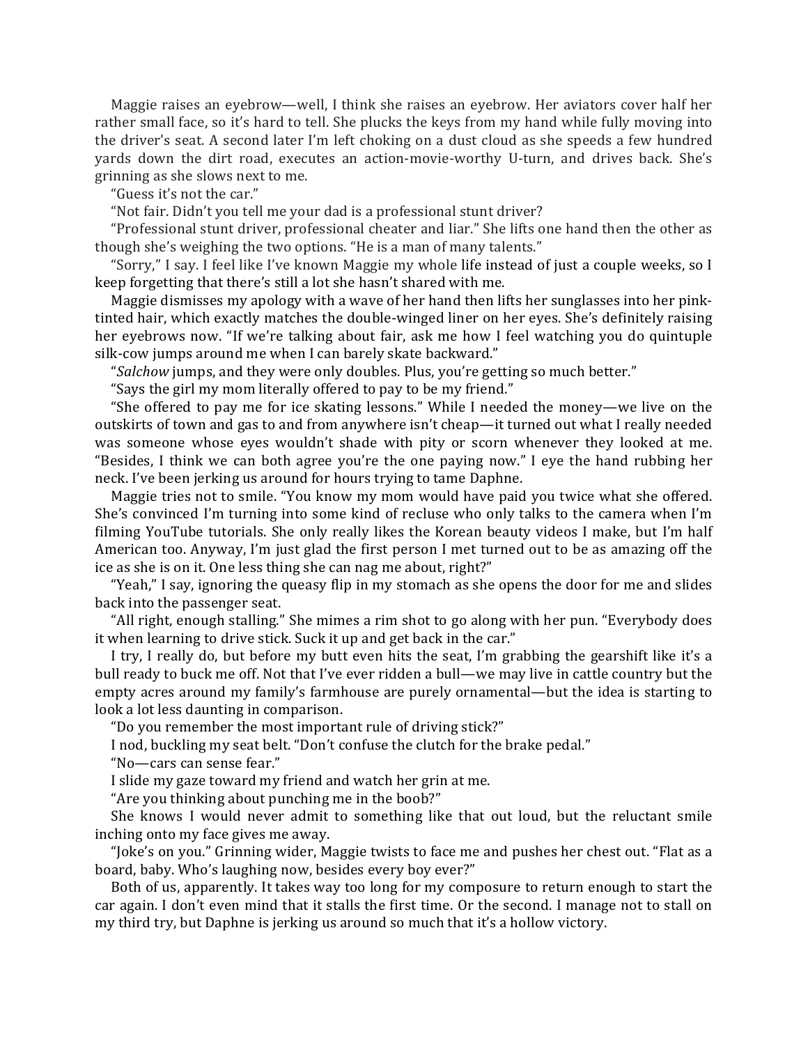Maggie raises an eyebrow—well, I think she raises an eyebrow. Her aviators cover half her rather small face, so it's hard to tell. She plucks the keys from my hand while fully moving into the driver's seat. A second later I'm left choking on a dust cloud as she speeds a few hundred yards down the dirt road, executes an action-movie-worthy U-turn, and drives back. She's grinning as she slows next to me.

"Guess it's not the car."

"Not fair. Didn't you tell me your dad is a professional stunt driver?

"Professional stunt driver, professional cheater and liar." She lifts one hand then the other as though she's weighing the two options. "He is a man of many talents."

"Sorry," I say. I feel like I've known Maggie my whole life instead of just a couple weeks, so I keep forgetting that there's still a lot she hasn't shared with me.

Maggie dismisses my apology with a wave of her hand then lifts her sunglasses into her pink-tinted hair, which exactly matches the double-winged liner on her eyes. She's definitely raising her eyebrows now. "If we're talking about fair, ask me how I feel watching you do quintuple silk-cow jumps around me when I can barely skate backward."

"*Salchow* jumps, and they were only doubles. Plus, you're getting so much better."

"Says the girl my mom literally offered to pay to be my friend."

"She offered to pay me for ice skating lessons." While I needed the money—we live on the outskirts of town and gas to and from anywhere isn't cheap—it turned out what I really needed was someone whose eyes wouldn't shade with pity or scorn whenever they looked at me. "Besides, I think we can both agree you're the one paying now." I eye the hand rubbing her neck. I've been jerking us around for hours trying to tame Daphne.

Maggie tries not to smile. "You know my mom would have paid you twice what she offered. She's convinced I'm turning into some kind of recluse who only talks to the camera when I'm filming YouTube tutorials. She only really likes the Korean beauty videos I make, but I'm half American too. Anyway, I'm just glad the first person I met turned out to be as amazing off the ice as she is on it. One less thing she can nag me about, right?"

"Yeah," I say, ignoring the queasy flip in my stomach as she opens the door for me and slides back into the passenger seat.

"All right, enough stalling." She mimes a rim shot to go along with her pun. "Everybody does it when learning to drive stick. Suck it up and get back in the car."

I try, I really do, but before my butt even hits the seat, I'm grabbing the gearshift like it's a bull ready to buck me off. Not that I've ever ridden a bull—we may live in cattle country but the empty acres around my family's farmhouse are purely ornamental—but the idea is starting to look a lot less daunting in comparison.

"Do you remember the most important rule of driving stick?"

I nod, buckling my seat belt. "Don't confuse the clutch for the brake pedal."

"No—cars can sense fear."

I slide my gaze toward my friend and watch her grin at me.

"Are you thinking about punching me in the boob?"

She knows I would never admit to something like that out loud, but the reluctant smile inching onto my face gives me away.

"Joke's on you." Grinning wider, Maggie twists to face me and pushes her chest out. "Flat as a board, baby. Who's laughing now, besides every boy ever?"

Both of us, apparently. It takes way too long for my composure to return enough to start the car again. I don't even mind that it stalls the first time. Or the second. I manage not to stall on my third try, but Daphne is jerking us around so much that it's a hollow victory.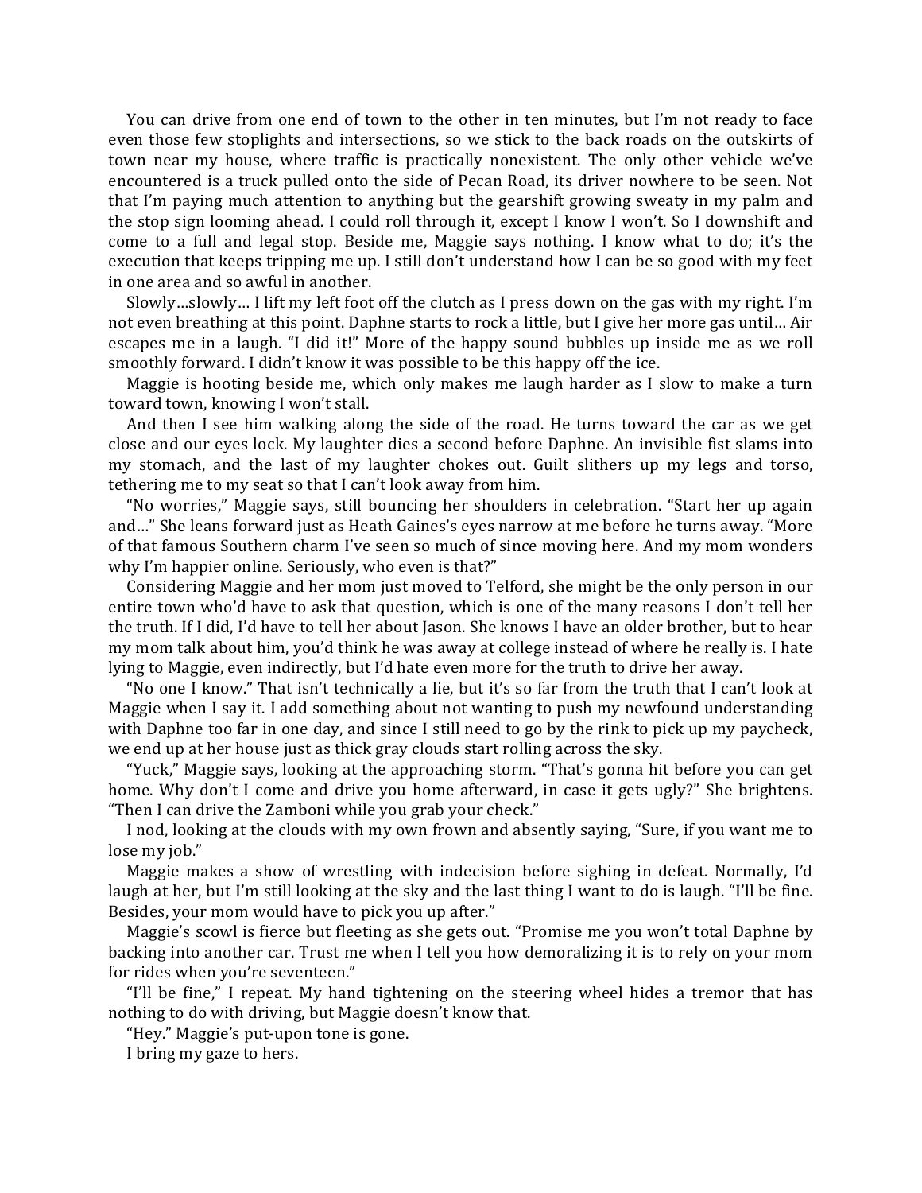You can drive from one end of town to the other in ten minutes, but I'm not ready to face even those few stoplights and intersections, so we stick to the back roads on the outskirts of town near my house, where traffic is practically nonexistent. The only other vehicle we've encountered is a truck pulled onto the side of Pecan Road, its driver nowhere to be seen. Not that I'm paying much attention to anything but the gearshift growing sweaty in my palm and the stop sign looming ahead. I could roll through it, except I know I won't. So I downshift and come to a full and legal stop. Beside me, Maggie says nothing. I know what to do; it's the execution that keeps tripping me up. I still don't understand how I can be so good with my feet in one area and so awful in another.

Slowly…slowly… I lift my left foot off the clutch as I press down on the gas with my right. I'm not even breathing at this point. Daphne starts to rock a little, but I give her more gas until… Air escapes me in a laugh. "I did it!" More of the happy sound bubbles up inside me as we roll smoothly forward. I didn't know it was possible to be this happy off the ice.

Maggie is hooting beside me, which only makes me laugh harder as I slow to make a turn toward town, knowing I won't stall.

And then I see him walking along the side of the road. He turns toward the car as we get close and our eyes lock. My laughter dies a second before Daphne. An invisible fist slams into my stomach, and the last of my laughter chokes out. Guilt slithers up my legs and torso, tethering me to my seat so that I can't look away from him.

"No worries," Maggie says, still bouncing her shoulders in celebration. "Start her up again and…" She leans forward just as Heath Gaines's eyes narrow at me before he turns away. "More of that famous Southern charm I've seen so much of since moving here. And my mom wonders why I'm happier online. Seriously, who even is that?"

Considering Maggie and her mom just moved to Telford, she might be the only person in our entire town who'd have to ask that question, which is one of the many reasons I don't tell her the truth. If I did, I'd have to tell her about Jason. She knows I have an older brother, but to hear my mom talk about him, you'd think he was away at college instead of where he really is. I hate lying to Maggie, even indirectly, but I'd hate even more for the truth to drive her away.

"No one I know." That isn't technically a lie, but it's so far from the truth that I can't look at Maggie when I say it. I add something about not wanting to push my newfound understanding with Daphne too far in one day, and since I still need to go by the rink to pick up my paycheck, we end up at her house just as thick gray clouds start rolling across the sky.

"Yuck," Maggie says, looking at the approaching storm. "That's gonna hit before you can get home. Why don't I come and drive you home afterward, in case it gets ugly?" She brightens. "Then I can drive the Zamboni while you grab your check."

I nod, looking at the clouds with my own frown and absently saying, "Sure, if you want me to lose my job."

Maggie makes a show of wrestling with indecision before sighing in defeat. Normally, I'd laugh at her, but I'm still looking at the sky and the last thing I want to do is laugh. "I'll be fine. Besides, your mom would have to pick you up after."

Maggie's scowl is fierce but fleeting as she gets out. "Promise me you won't total Daphne by backing into another car. Trust me when I tell you how demoralizing it is to rely on your mom for rides when you're seventeen."

"I'll be fine," I repeat. My hand tightening on the steering wheel hides a tremor that has nothing to do with driving, but Maggie doesn't know that.

"Hey." Maggie's put-upon tone is gone.

I bring my gaze to hers.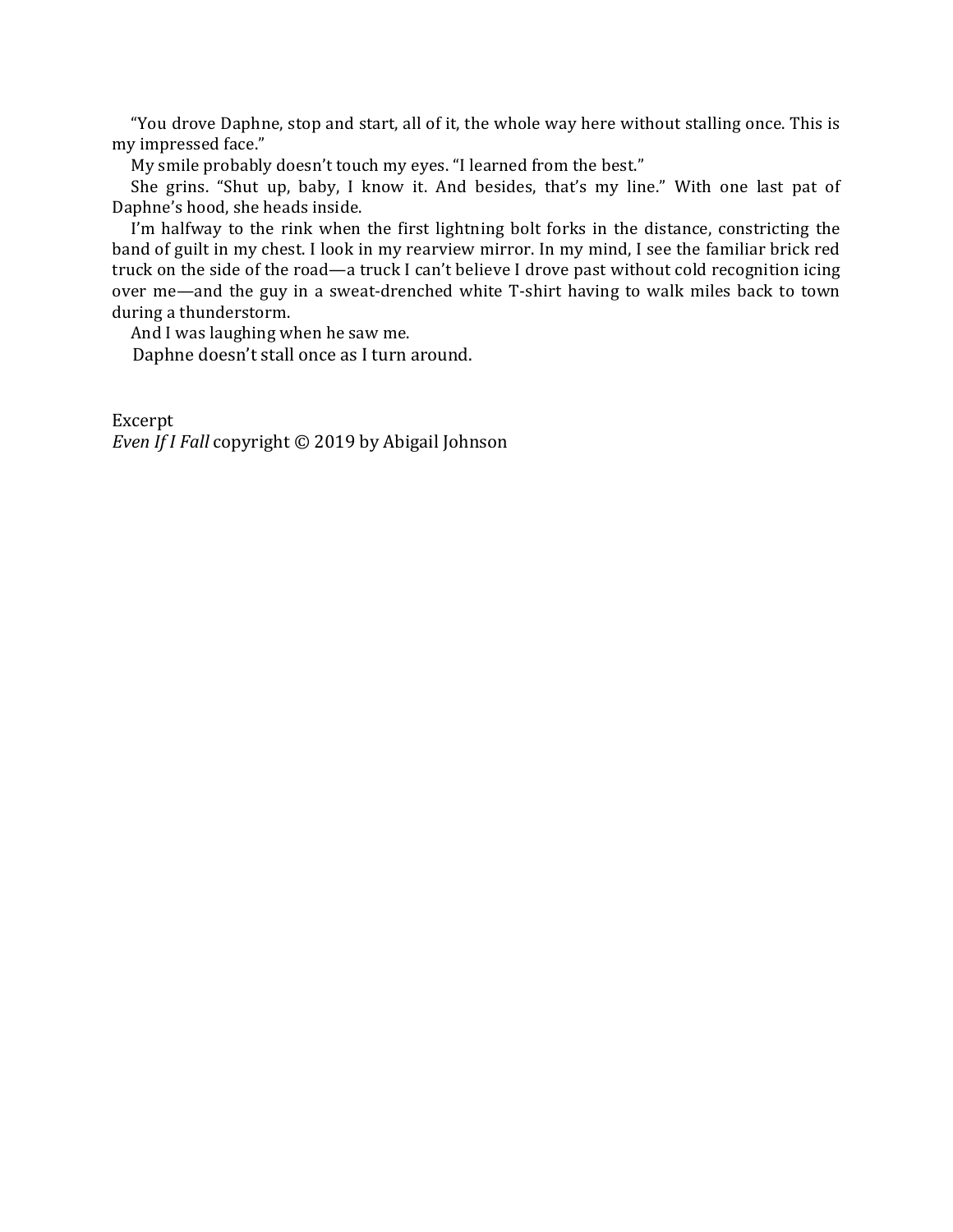"You drove Daphne, stop and start, all of it, the whole way here without stalling once. This is my impressed face."

My smile probably doesn't touch my eyes. "I learned from the best."

She grins. "Shut up, baby, I know it. And besides, that's my line." With one last pat of Daphne's hood, she heads inside.

I'm halfway to the rink when the first lightning bolt forks in the distance, constricting the band of guilt in my chest. I look in my rearview mirror. In my mind, I see the familiar brick red truck on the side of the road—a truck I can't believe I drove past without cold recognition icing over me—and the guy in a sweat-drenched white T-shirt having to walk miles back to town during a thunderstorm.

And I was laughing when he saw me.

Daphne doesn't stall once as I turn around.

Excerpt
*Even If I Fall* copyright © 2019 by Abigail Johnson